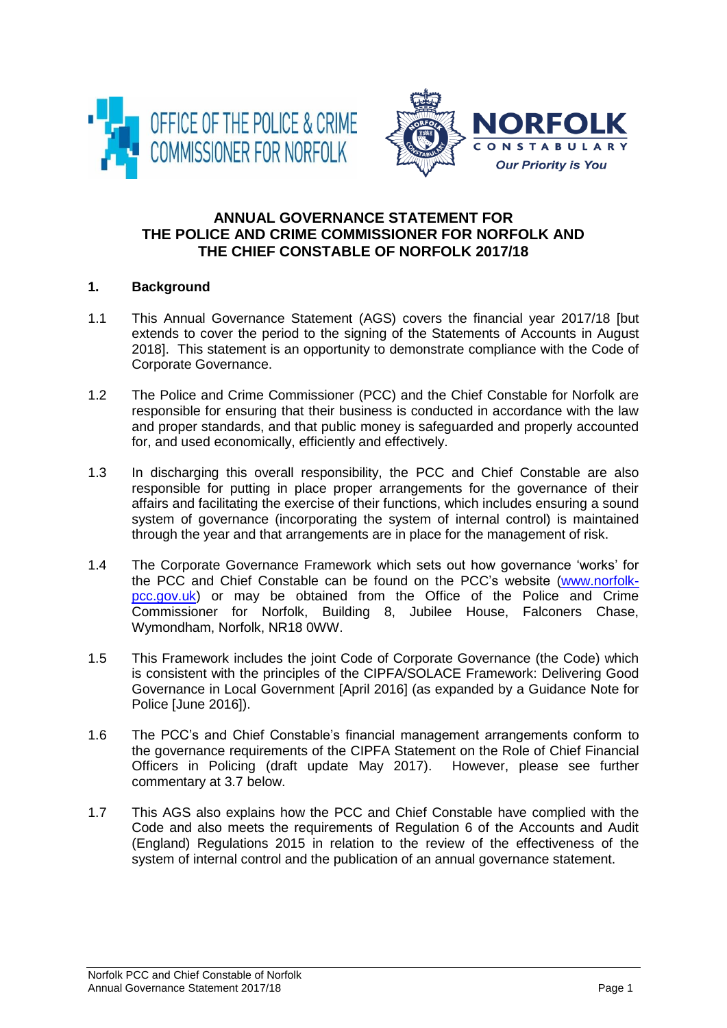# ANNUAL GOVERNANCE STATEMENT FOR THE POLICE AND CRIME COMMISSIONER FOR NORFOLK AND THE CHIEF CONSTABLE OF NORFOLK 2017/18

## 1. Background

1.1 This Annual Governance Statement (AGS) covers the financial year 2017/18 [but extends to cover the period to the signing of the Statements of Accounts in August 2018]. This statement is an opportunity to demonstrate compliance with the Code of Corporate Governance.

1.2 The Police and Crime Commissioner (PCC) and the Chief Constable for Norfolk are responsible for ensuring that their business is conducted in accordance with the law and proper standards, and that public money is safeguarded and properly accounted for, and used economically, efficiently and effectively.

1.3 In discharging this overall responsibility, the PCC and Chief Constable are also responsible for putting in place proper arrangements for the governance of their affairs and facilitating the exercise of their functions, which includes ensuring a sound system of governance (incorporating the system of internal control) is maintained through the year and that arrangements are in place for the management of risk.

1.4 The Corporate Governance Framework which sets out how governance 'works' for the PCC and Chief Constable can be found on the PCC's website (www.norfolk-pcc.gov.uk) or may be obtained from the Office of the Police and Crime Commissioner for Norfolk, Building 8, Jubilee House, Falconers Chase, Wymondham, Norfolk, NR18 0WW.

1.5 This Framework includes the joint Code of Corporate Governance (the Code) which is consistent with the principles of the CIPFA/SOLACE Framework: Delivering Good Governance in Local Government [April 2016] (as expanded by a Guidance Note for Police [June 2016]).

1.6 The PCC's and Chief Constable's financial management arrangements conform to the governance requirements of the CIPFA Statement on the Role of Chief Financial Officers in Policing (draft update May 2017). However, please see further commentary at 3.7 below.

1.7 This AGS also explains how the PCC and Chief Constable have complied with the Code and also meets the requirements of Regulation 6 of the Accounts and Audit (England) Regulations 2015 in relation to the review of the effectiveness of the system of internal control and the publication of an annual governance statement.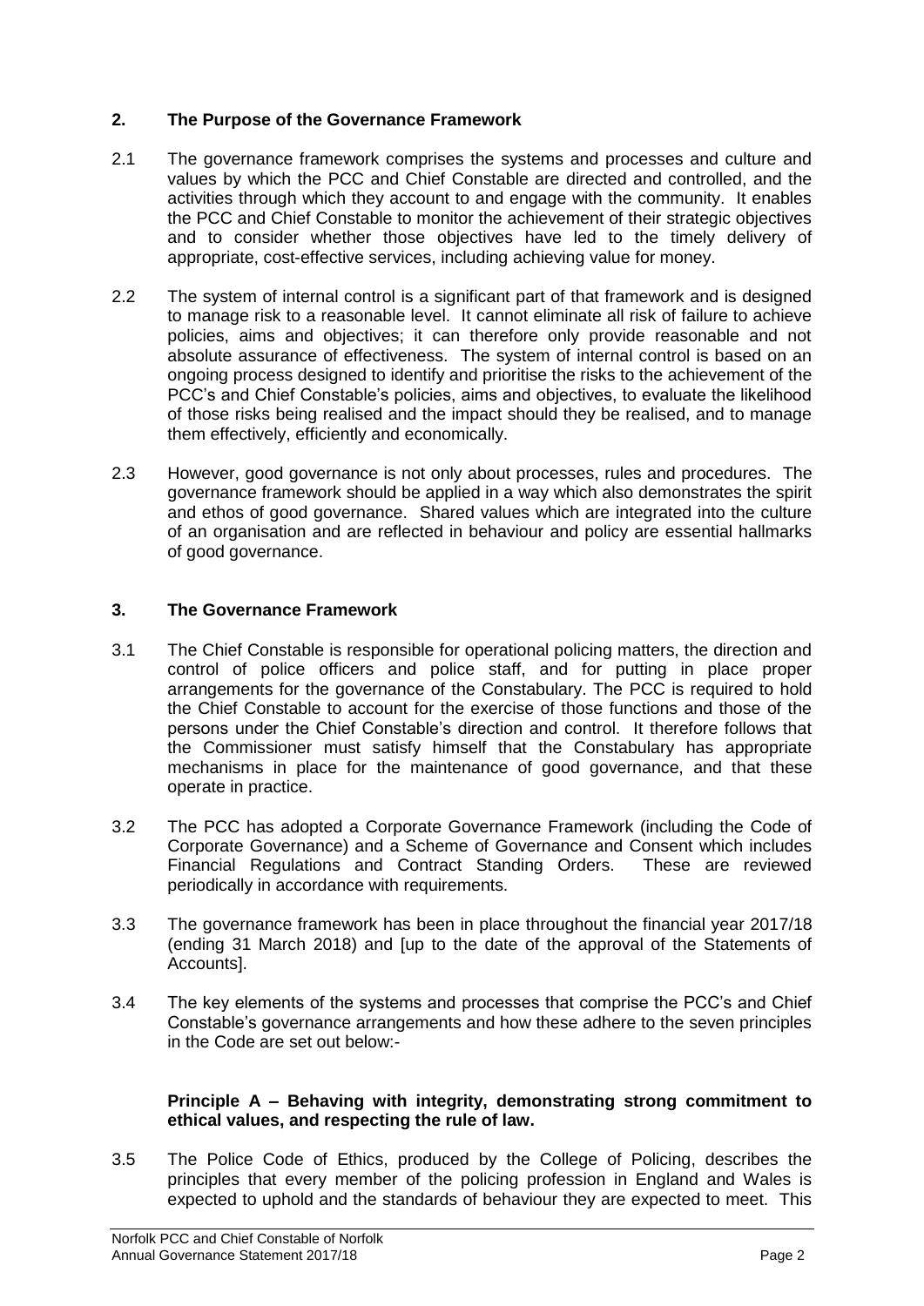## 2. The Purpose of the Governance Framework

2.1 The governance framework comprises the systems and processes and culture and values by which the PCC and Chief Constable are directed and controlled, and the activities through which they account to and engage with the community. It enables the PCC and Chief Constable to monitor the achievement of their strategic objectives and to consider whether those objectives have led to the timely delivery of appropriate, cost-effective services, including achieving value for money.

2.2 The system of internal control is a significant part of that framework and is designed to manage risk to a reasonable level. It cannot eliminate all risk of failure to achieve policies, aims and objectives; it can therefore only provide reasonable and not absolute assurance of effectiveness. The system of internal control is based on an ongoing process designed to identify and prioritise the risks to the achievement of the PCC's and Chief Constable's policies, aims and objectives, to evaluate the likelihood of those risks being realised and the impact should they be realised, and to manage them effectively, efficiently and economically.

2.3 However, good governance is not only about processes, rules and procedures. The governance framework should be applied in a way which also demonstrates the spirit and ethos of good governance. Shared values which are integrated into the culture of an organisation and are reflected in behaviour and policy are essential hallmarks of good governance.

## 3. The Governance Framework

3.1 The Chief Constable is responsible for operational policing matters, the direction and control of police officers and police staff, and for putting in place proper arrangements for the governance of the Constabulary. The PCC is required to hold the Chief Constable to account for the exercise of those functions and those of the persons under the Chief Constable's direction and control. It therefore follows that the Commissioner must satisfy himself that the Constabulary has appropriate mechanisms in place for the maintenance of good governance, and that these operate in practice.

3.2 The PCC has adopted a Corporate Governance Framework (including the Code of Corporate Governance) and a Scheme of Governance and Consent which includes Financial Regulations and Contract Standing Orders. These are reviewed periodically in accordance with requirements.

3.3 The governance framework has been in place throughout the financial year 2017/18 (ending 31 March 2018) and [up to the date of the approval of the Statements of Accounts].

3.4 The key elements of the systems and processes that comprise the PCC's and Chief Constable's governance arrangements and how these adhere to the seven principles in the Code are set out below:-

**Principle A – Behaving with integrity, demonstrating strong commitment to ethical values, and respecting the rule of law.**

3.5 The Police Code of Ethics, produced by the College of Policing, describes the principles that every member of the policing profession in England and Wales is expected to uphold and the standards of behaviour they are expected to meet. This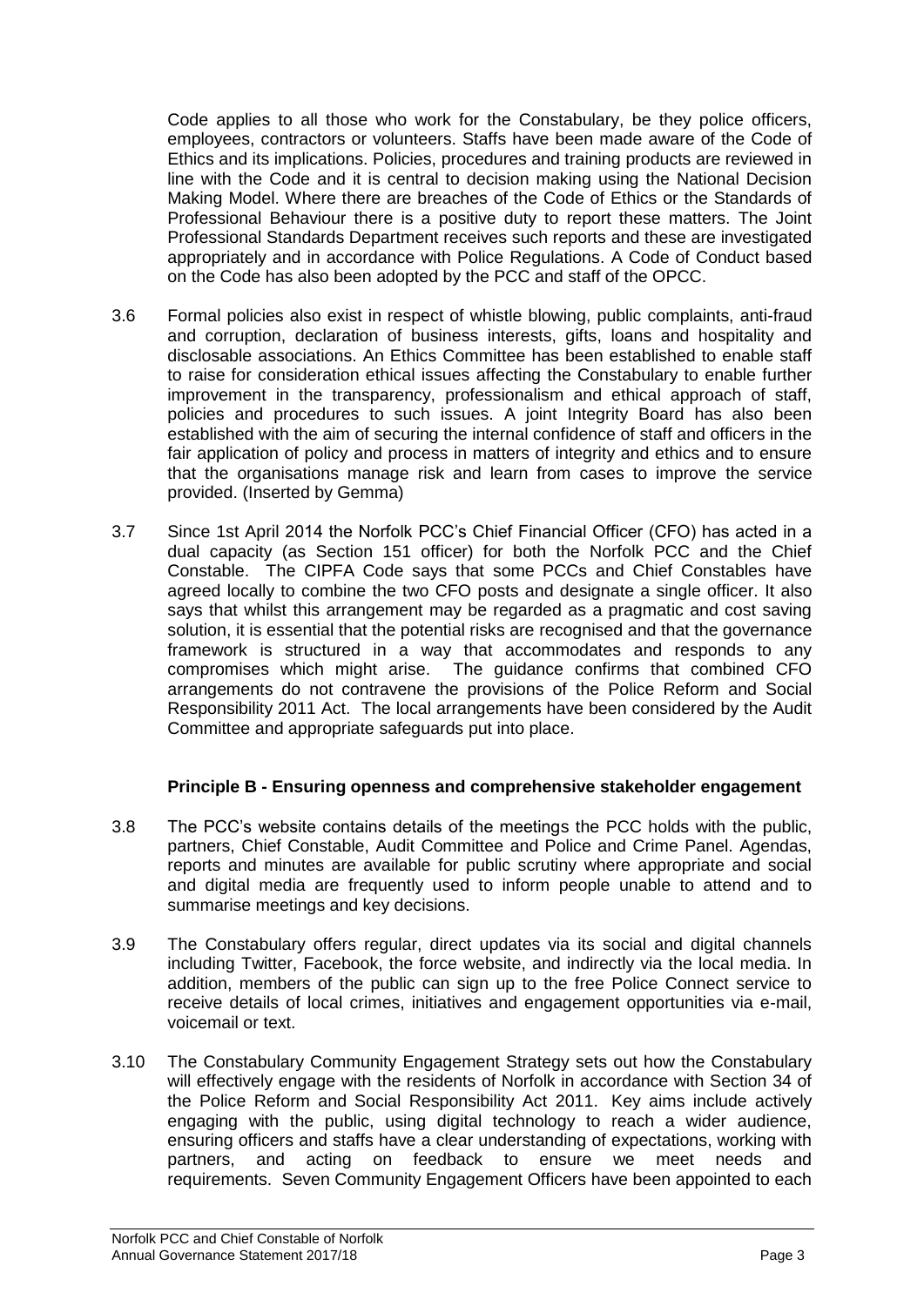Code applies to all those who work for the Constabulary, be they police officers, employees, contractors or volunteers. Staffs have been made aware of the Code of Ethics and its implications. Policies, procedures and training products are reviewed in line with the Code and it is central to decision making using the National Decision Making Model. Where there are breaches of the Code of Ethics or the Standards of Professional Behaviour there is a positive duty to report these matters. The Joint Professional Standards Department receives such reports and these are investigated appropriately and in accordance with Police Regulations. A Code of Conduct based on the Code has also been adopted by the PCC and staff of the OPCC.

3.6 Formal policies also exist in respect of whistle blowing, public complaints, anti-fraud and corruption, declaration of business interests, gifts, loans and hospitality and disclosable associations. An Ethics Committee has been established to enable staff to raise for consideration ethical issues affecting the Constabulary to enable further improvement in the transparency, professionalism and ethical approach of staff, policies and procedures to such issues. A joint Integrity Board has also been established with the aim of securing the internal confidence of staff and officers in the fair application of policy and process in matters of integrity and ethics and to ensure that the organisations manage risk and learn from cases to improve the service provided. (Inserted by Gemma)

3.7 Since 1st April 2014 the Norfolk PCC's Chief Financial Officer (CFO) has acted in a dual capacity (as Section 151 officer) for both the Norfolk PCC and the Chief Constable. The CIPFA Code says that some PCCs and Chief Constables have agreed locally to combine the two CFO posts and designate a single officer. It also says that whilst this arrangement may be regarded as a pragmatic and cost saving solution, it is essential that the potential risks are recognised and that the governance framework is structured in a way that accommodates and responds to any compromises which might arise. The guidance confirms that combined CFO arrangements do not contravene the provisions of the Police Reform and Social Responsibility 2011 Act. The local arrangements have been considered by the Audit Committee and appropriate safeguards put into place.

**Principle B - Ensuring openness and comprehensive stakeholder engagement**

3.8 The PCC's website contains details of the meetings the PCC holds with the public, partners, Chief Constable, Audit Committee and Police and Crime Panel. Agendas, reports and minutes are available for public scrutiny where appropriate and social and digital media are frequently used to inform people unable to attend and to summarise meetings and key decisions.

3.9 The Constabulary offers regular, direct updates via its social and digital channels including Twitter, Facebook, the force website, and indirectly via the local media. In addition, members of the public can sign up to the free Police Connect service to receive details of local crimes, initiatives and engagement opportunities via e-mail, voicemail or text.

3.10 The Constabulary Community Engagement Strategy sets out how the Constabulary will effectively engage with the residents of Norfolk in accordance with Section 34 of the Police Reform and Social Responsibility Act 2011. Key aims include actively engaging with the public, using digital technology to reach a wider audience, ensuring officers and staffs have a clear understanding of expectations, working with partners, and acting on feedback to ensure we meet needs and requirements. Seven Community Engagement Officers have been appointed to each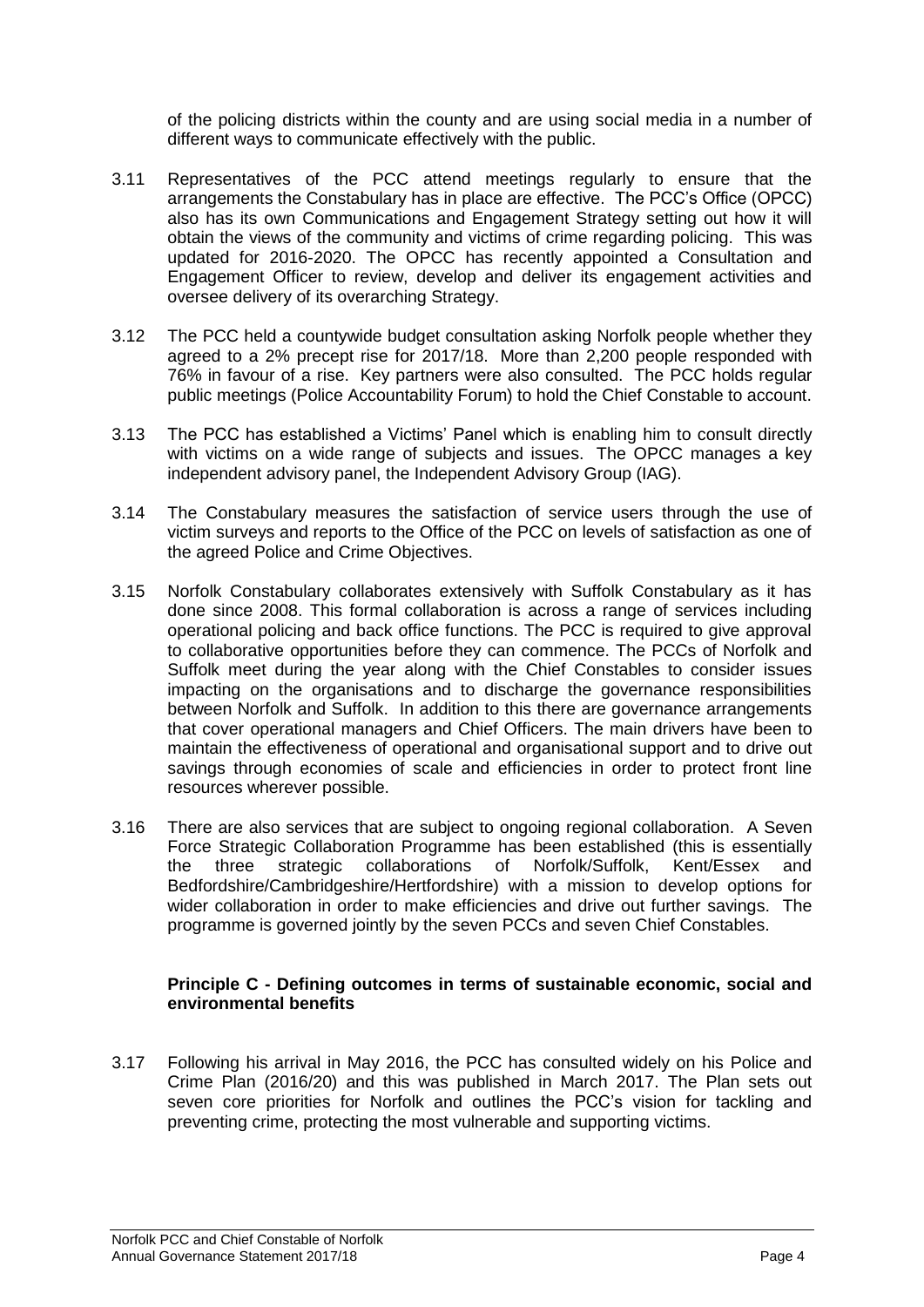of the policing districts within the county and are using social media in a number of different ways to communicate effectively with the public.

3.11 Representatives of the PCC attend meetings regularly to ensure that the arrangements the Constabulary has in place are effective. The PCC's Office (OPCC) also has its own Communications and Engagement Strategy setting out how it will obtain the views of the community and victims of crime regarding policing. This was updated for 2016-2020. The OPCC has recently appointed a Consultation and Engagement Officer to review, develop and deliver its engagement activities and oversee delivery of its overarching Strategy.

3.12 The PCC held a countywide budget consultation asking Norfolk people whether they agreed to a 2% precept rise for 2017/18. More than 2,200 people responded with 76% in favour of a rise. Key partners were also consulted. The PCC holds regular public meetings (Police Accountability Forum) to hold the Chief Constable to account.

3.13 The PCC has established a Victims' Panel which is enabling him to consult directly with victims on a wide range of subjects and issues. The OPCC manages a key independent advisory panel, the Independent Advisory Group (IAG).

3.14 The Constabulary measures the satisfaction of service users through the use of victim surveys and reports to the Office of the PCC on levels of satisfaction as one of the agreed Police and Crime Objectives.

3.15 Norfolk Constabulary collaborates extensively with Suffolk Constabulary as it has done since 2008. This formal collaboration is across a range of services including operational policing and back office functions. The PCC is required to give approval to collaborative opportunities before they can commence. The PCCs of Norfolk and Suffolk meet during the year along with the Chief Constables to consider issues impacting on the organisations and to discharge the governance responsibilities between Norfolk and Suffolk. In addition to this there are governance arrangements that cover operational managers and Chief Officers. The main drivers have been to maintain the effectiveness of operational and organisational support and to drive out savings through economies of scale and efficiencies in order to protect front line resources wherever possible.

3.16 There are also services that are subject to ongoing regional collaboration. A Seven Force Strategic Collaboration Programme has been established (this is essentially the three strategic collaborations of Norfolk/Suffolk, Kent/Essex and Bedfordshire/Cambridgeshire/Hertfordshire) with a mission to develop options for wider collaboration in order to make efficiencies and drive out further savings. The programme is governed jointly by the seven PCCs and seven Chief Constables.

**Principle C - Defining outcomes in terms of sustainable economic, social and environmental benefits**

3.17 Following his arrival in May 2016, the PCC has consulted widely on his Police and Crime Plan (2016/20) and this was published in March 2017. The Plan sets out seven core priorities for Norfolk and outlines the PCC's vision for tackling and preventing crime, protecting the most vulnerable and supporting victims.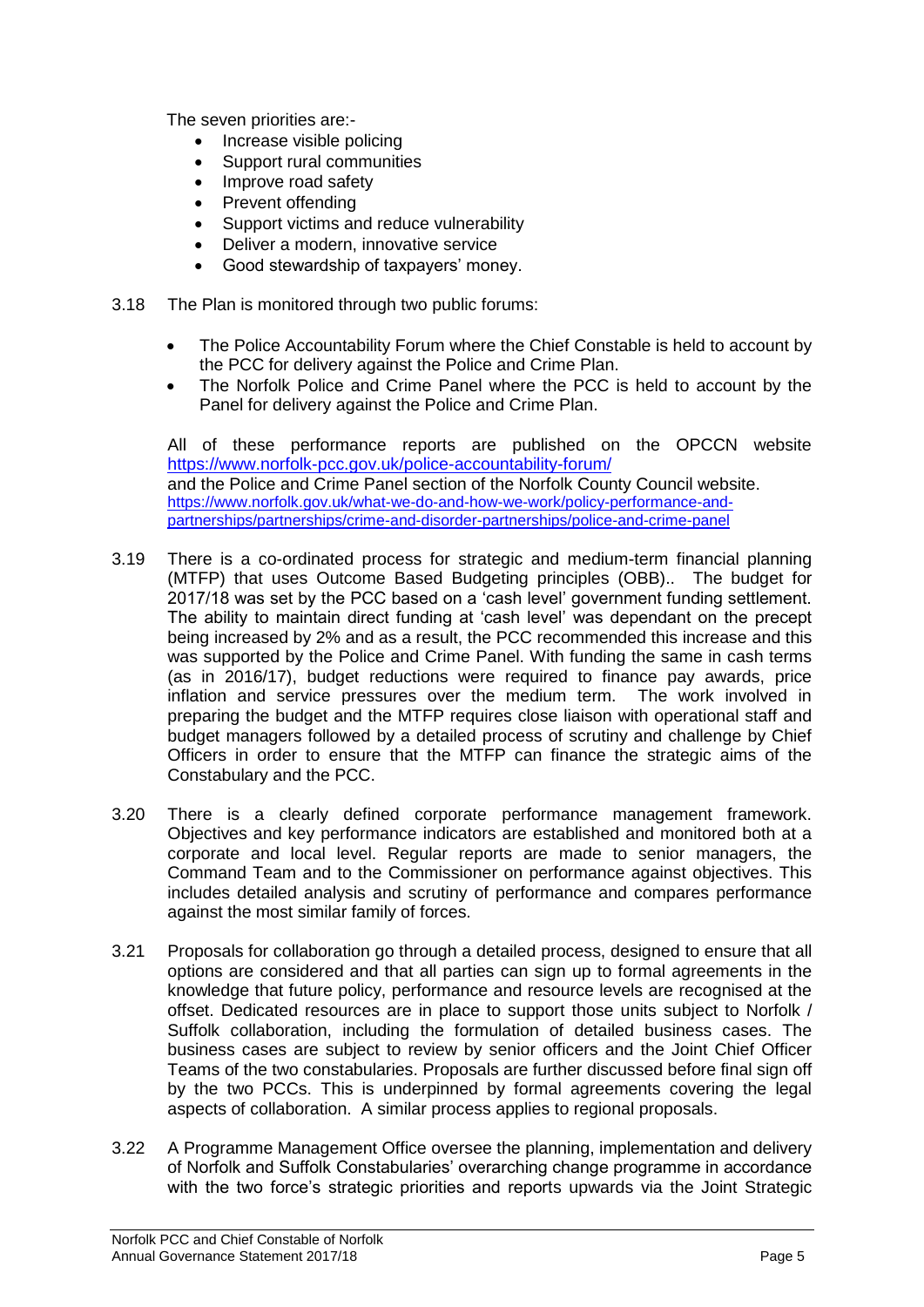The seven priorities are:-

- Increase visible policing
- Support rural communities
- Improve road safety
- Prevent offending
- Support victims and reduce vulnerability
- Deliver a modern, innovative service
- Good stewardship of taxpayers' money.

3.18 The Plan is monitored through two public forums:

- The Police Accountability Forum where the Chief Constable is held to account by the PCC for delivery against the Police and Crime Plan.
- The Norfolk Police and Crime Panel where the PCC is held to account by the Panel for delivery against the Police and Crime Plan.

All of these performance reports are published on the OPCCN website https://www.norfolk-pcc.gov.uk/police-accountability-forum/
and the Police and Crime Panel section of the Norfolk County Council website.
https://www.norfolk.gov.uk/what-we-do-and-how-we-work/policy-performance-and-partnerships/partnerships/crime-and-disorder-partnerships/police-and-crime-panel

3.19 There is a co-ordinated process for strategic and medium-term financial planning (MTFP) that uses Outcome Based Budgeting principles (OBB).. The budget for 2017/18 was set by the PCC based on a 'cash level' government funding settlement. The ability to maintain direct funding at 'cash level' was dependant on the precept being increased by 2% and as a result, the PCC recommended this increase and this was supported by the Police and Crime Panel. With funding the same in cash terms (as in 2016/17), budget reductions were required to finance pay awards, price inflation and service pressures over the medium term. The work involved in preparing the budget and the MTFP requires close liaison with operational staff and budget managers followed by a detailed process of scrutiny and challenge by Chief Officers in order to ensure that the MTFP can finance the strategic aims of the Constabulary and the PCC.

3.20 There is a clearly defined corporate performance management framework. Objectives and key performance indicators are established and monitored both at a corporate and local level. Regular reports are made to senior managers, the Command Team and to the Commissioner on performance against objectives. This includes detailed analysis and scrutiny of performance and compares performance against the most similar family of forces.

3.21 Proposals for collaboration go through a detailed process, designed to ensure that all options are considered and that all parties can sign up to formal agreements in the knowledge that future policy, performance and resource levels are recognised at the offset. Dedicated resources are in place to support those units subject to Norfolk / Suffolk collaboration, including the formulation of detailed business cases. The business cases are subject to review by senior officers and the Joint Chief Officer Teams of the two constabularies. Proposals are further discussed before final sign off by the two PCCs. This is underpinned by formal agreements covering the legal aspects of collaboration. A similar process applies to regional proposals.

3.22 A Programme Management Office oversee the planning, implementation and delivery of Norfolk and Suffolk Constabularies' overarching change programme in accordance with the two force's strategic priorities and reports upwards via the Joint Strategic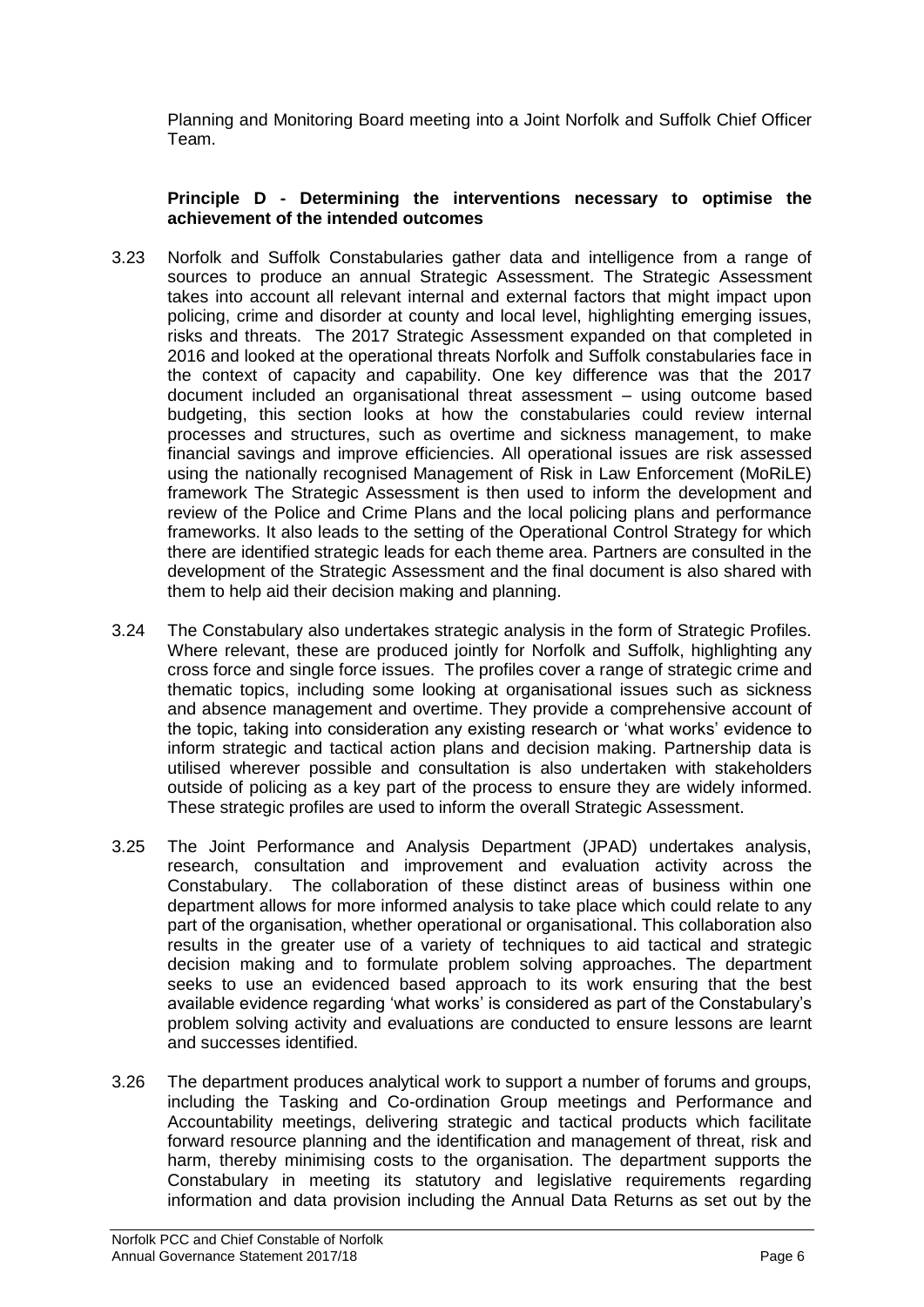Planning and Monitoring Board meeting into a Joint Norfolk and Suffolk Chief Officer Team.

**Principle D - Determining the interventions necessary to optimise the achievement of the intended outcomes**

3.23 Norfolk and Suffolk Constabularies gather data and intelligence from a range of sources to produce an annual Strategic Assessment. The Strategic Assessment takes into account all relevant internal and external factors that might impact upon policing, crime and disorder at county and local level, highlighting emerging issues, risks and threats. The 2017 Strategic Assessment expanded on that completed in 2016 and looked at the operational threats Norfolk and Suffolk constabularies face in the context of capacity and capability. One key difference was that the 2017 document included an organisational threat assessment – using outcome based budgeting, this section looks at how the constabularies could review internal processes and structures, such as overtime and sickness management, to make financial savings and improve efficiencies. All operational issues are risk assessed using the nationally recognised Management of Risk in Law Enforcement (MoRiLE) framework The Strategic Assessment is then used to inform the development and review of the Police and Crime Plans and the local policing plans and performance frameworks. It also leads to the setting of the Operational Control Strategy for which there are identified strategic leads for each theme area. Partners are consulted in the development of the Strategic Assessment and the final document is also shared with them to help aid their decision making and planning.

3.24 The Constabulary also undertakes strategic analysis in the form of Strategic Profiles. Where relevant, these are produced jointly for Norfolk and Suffolk, highlighting any cross force and single force issues. The profiles cover a range of strategic crime and thematic topics, including some looking at organisational issues such as sickness and absence management and overtime. They provide a comprehensive account of the topic, taking into consideration any existing research or 'what works' evidence to inform strategic and tactical action plans and decision making. Partnership data is utilised wherever possible and consultation is also undertaken with stakeholders outside of policing as a key part of the process to ensure they are widely informed. These strategic profiles are used to inform the overall Strategic Assessment.

3.25 The Joint Performance and Analysis Department (JPAD) undertakes analysis, research, consultation and improvement and evaluation activity across the Constabulary. The collaboration of these distinct areas of business within one department allows for more informed analysis to take place which could relate to any part of the organisation, whether operational or organisational. This collaboration also results in the greater use of a variety of techniques to aid tactical and strategic decision making and to formulate problem solving approaches. The department seeks to use an evidenced based approach to its work ensuring that the best available evidence regarding 'what works' is considered as part of the Constabulary's problem solving activity and evaluations are conducted to ensure lessons are learnt and successes identified.

3.26 The department produces analytical work to support a number of forums and groups, including the Tasking and Co-ordination Group meetings and Performance and Accountability meetings, delivering strategic and tactical products which facilitate forward resource planning and the identification and management of threat, risk and harm, thereby minimising costs to the organisation. The department supports the Constabulary in meeting its statutory and legislative requirements regarding information and data provision including the Annual Data Returns as set out by the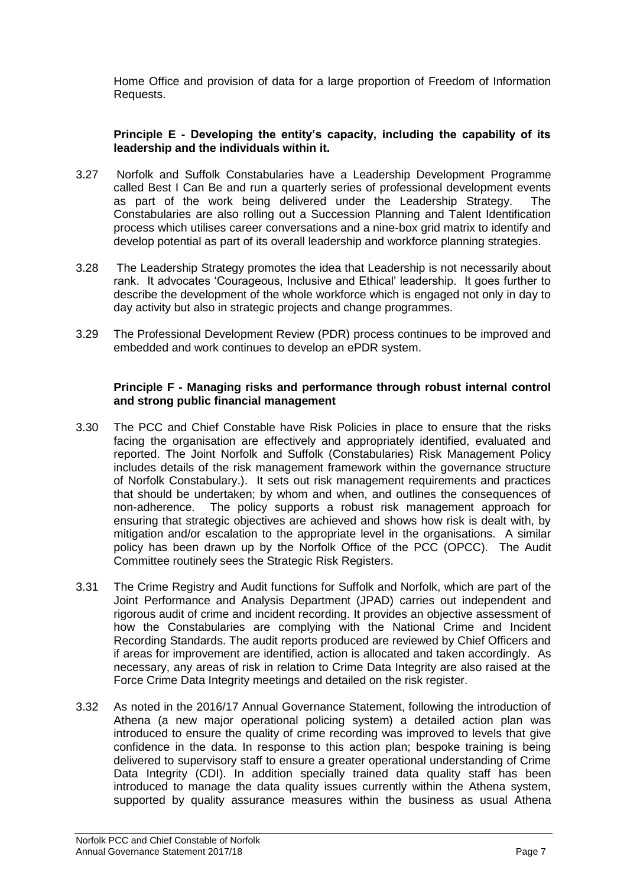Home Office and provision of data for a large proportion of Freedom of Information Requests.

**Principle E - Developing the entity's capacity, including the capability of its leadership and the individuals within it.**

3.27 Norfolk and Suffolk Constabularies have a Leadership Development Programme called Best I Can Be and run a quarterly series of professional development events as part of the work being delivered under the Leadership Strategy. The Constabularies are also rolling out a Succession Planning and Talent Identification process which utilises career conversations and a nine-box grid matrix to identify and develop potential as part of its overall leadership and workforce planning strategies.

3.28 The Leadership Strategy promotes the idea that Leadership is not necessarily about rank. It advocates 'Courageous, Inclusive and Ethical' leadership. It goes further to describe the development of the whole workforce which is engaged not only in day to day activity but also in strategic projects and change programmes.

3.29 The Professional Development Review (PDR) process continues to be improved and embedded and work continues to develop an ePDR system.

**Principle F - Managing risks and performance through robust internal control and strong public financial management**

3.30 The PCC and Chief Constable have Risk Policies in place to ensure that the risks facing the organisation are effectively and appropriately identified, evaluated and reported. The Joint Norfolk and Suffolk (Constabularies) Risk Management Policy includes details of the risk management framework within the governance structure of Norfolk Constabulary.). It sets out risk management requirements and practices that should be undertaken; by whom and when, and outlines the consequences of non-adherence. The policy supports a robust risk management approach for ensuring that strategic objectives are achieved and shows how risk is dealt with, by mitigation and/or escalation to the appropriate level in the organisations. A similar policy has been drawn up by the Norfolk Office of the PCC (OPCC). The Audit Committee routinely sees the Strategic Risk Registers.

3.31 The Crime Registry and Audit functions for Suffolk and Norfolk, which are part of the Joint Performance and Analysis Department (JPAD) carries out independent and rigorous audit of crime and incident recording. It provides an objective assessment of how the Constabularies are complying with the National Crime and Incident Recording Standards. The audit reports produced are reviewed by Chief Officers and if areas for improvement are identified, action is allocated and taken accordingly. As necessary, any areas of risk in relation to Crime Data Integrity are also raised at the Force Crime Data Integrity meetings and detailed on the risk register.

3.32 As noted in the 2016/17 Annual Governance Statement, following the introduction of Athena (a new major operational policing system) a detailed action plan was introduced to ensure the quality of crime recording was improved to levels that give confidence in the data. In response to this action plan; bespoke training is being delivered to supervisory staff to ensure a greater operational understanding of Crime Data Integrity (CDI). In addition specially trained data quality staff has been introduced to manage the data quality issues currently within the Athena system, supported by quality assurance measures within the business as usual Athena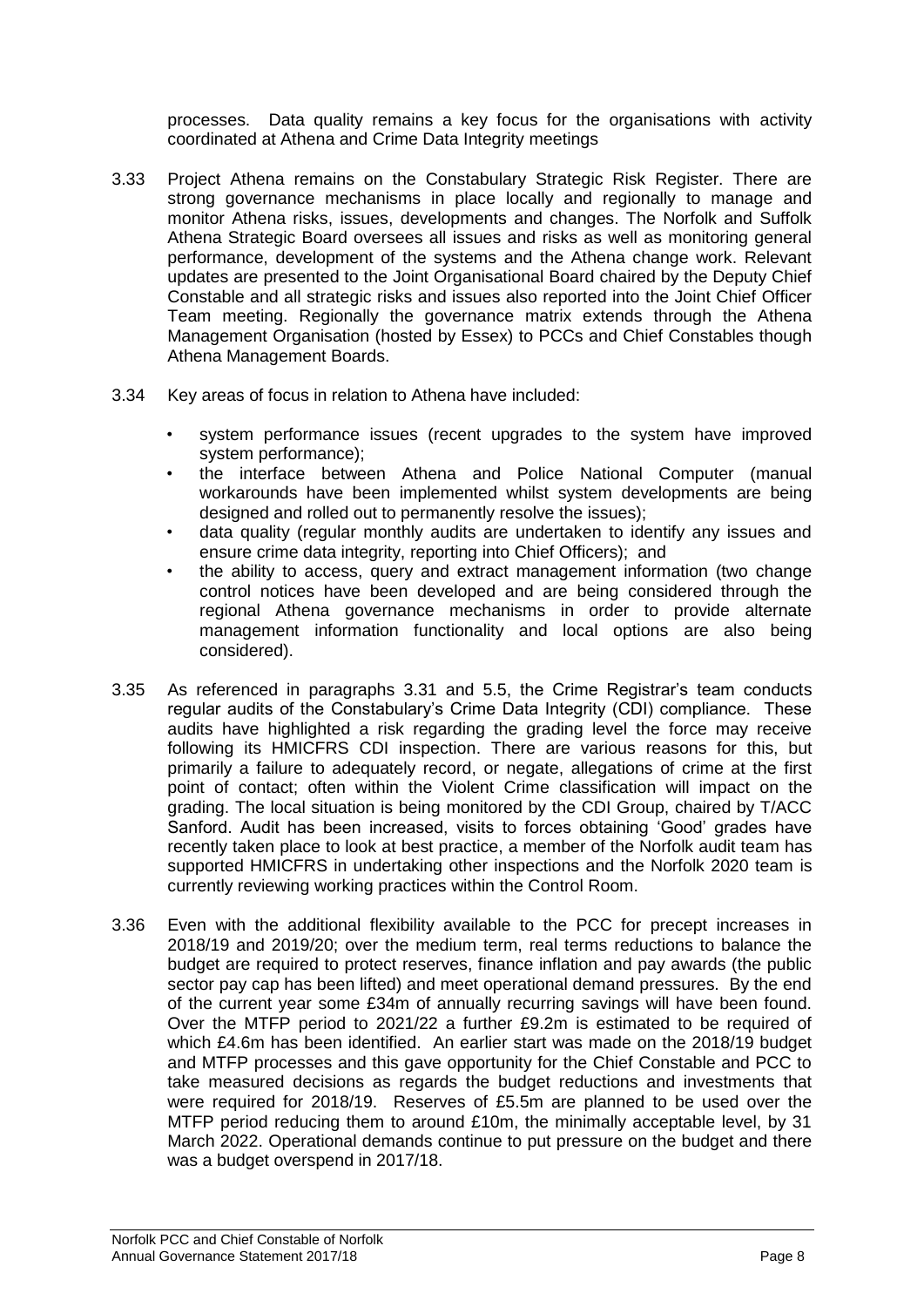processes. Data quality remains a key focus for the organisations with activity coordinated at Athena and Crime Data Integrity meetings

3.33 Project Athena remains on the Constabulary Strategic Risk Register. There are strong governance mechanisms in place locally and regionally to manage and monitor Athena risks, issues, developments and changes. The Norfolk and Suffolk Athena Strategic Board oversees all issues and risks as well as monitoring general performance, development of the systems and the Athena change work. Relevant updates are presented to the Joint Organisational Board chaired by the Deputy Chief Constable and all strategic risks and issues also reported into the Joint Chief Officer Team meeting. Regionally the governance matrix extends through the Athena Management Organisation (hosted by Essex) to PCCs and Chief Constables though Athena Management Boards.

3.34 Key areas of focus in relation to Athena have included:

- system performance issues (recent upgrades to the system have improved system performance);
- the interface between Athena and Police National Computer (manual workarounds have been implemented whilst system developments are being designed and rolled out to permanently resolve the issues);
- data quality (regular monthly audits are undertaken to identify any issues and ensure crime data integrity, reporting into Chief Officers); and
- the ability to access, query and extract management information (two change control notices have been developed and are being considered through the regional Athena governance mechanisms in order to provide alternate management information functionality and local options are also being considered).

3.35 As referenced in paragraphs 3.31 and 5.5, the Crime Registrar's team conducts regular audits of the Constabulary's Crime Data Integrity (CDI) compliance. These audits have highlighted a risk regarding the grading level the force may receive following its HMICFRS CDI inspection. There are various reasons for this, but primarily a failure to adequately record, or negate, allegations of crime at the first point of contact; often within the Violent Crime classification will impact on the grading. The local situation is being monitored by the CDI Group, chaired by T/ACC Sanford. Audit has been increased, visits to forces obtaining 'Good' grades have recently taken place to look at best practice, a member of the Norfolk audit team has supported HMICFRS in undertaking other inspections and the Norfolk 2020 team is currently reviewing working practices within the Control Room.

3.36 Even with the additional flexibility available to the PCC for precept increases in 2018/19 and 2019/20; over the medium term, real terms reductions to balance the budget are required to protect reserves, finance inflation and pay awards (the public sector pay cap has been lifted) and meet operational demand pressures. By the end of the current year some £34m of annually recurring savings will have been found. Over the MTFP period to 2021/22 a further £9.2m is estimated to be required of which £4.6m has been identified. An earlier start was made on the 2018/19 budget and MTFP processes and this gave opportunity for the Chief Constable and PCC to take measured decisions as regards the budget reductions and investments that were required for 2018/19. Reserves of £5.5m are planned to be used over the MTFP period reducing them to around £10m, the minimally acceptable level, by 31 March 2022. Operational demands continue to put pressure on the budget and there was a budget overspend in 2017/18.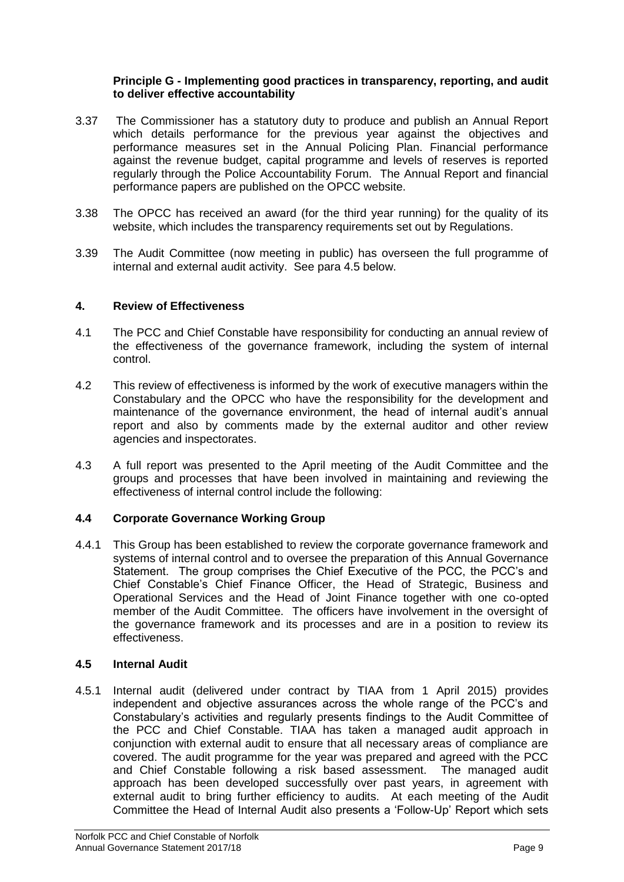**Principle G - Implementing good practices in transparency, reporting, and audit to deliver effective accountability**

3.37 The Commissioner has a statutory duty to produce and publish an Annual Report which details performance for the previous year against the objectives and performance measures set in the Annual Policing Plan. Financial performance against the revenue budget, capital programme and levels of reserves is reported regularly through the Police Accountability Forum. The Annual Report and financial performance papers are published on the OPCC website.

3.38 The OPCC has received an award (for the third year running) for the quality of its website, which includes the transparency requirements set out by Regulations.

3.39 The Audit Committee (now meeting in public) has overseen the full programme of internal and external audit activity. See para 4.5 below.

## 4. Review of Effectiveness

4.1 The PCC and Chief Constable have responsibility for conducting an annual review of the effectiveness of the governance framework, including the system of internal control.

4.2 This review of effectiveness is informed by the work of executive managers within the Constabulary and the OPCC who have the responsibility for the development and maintenance of the governance environment, the head of internal audit's annual report and also by comments made by the external auditor and other review agencies and inspectorates.

4.3 A full report was presented to the April meeting of the Audit Committee and the groups and processes that have been involved in maintaining and reviewing the effectiveness of internal control include the following:

### 4.4 Corporate Governance Working Group

4.4.1 This Group has been established to review the corporate governance framework and systems of internal control and to oversee the preparation of this Annual Governance Statement. The group comprises the Chief Executive of the PCC, the PCC's and Chief Constable's Chief Finance Officer, the Head of Strategic, Business and Operational Services and the Head of Joint Finance together with one co-opted member of the Audit Committee. The officers have involvement in the oversight of the governance framework and its processes and are in a position to review its effectiveness.

### 4.5 Internal Audit

4.5.1 Internal audit (delivered under contract by TIAA from 1 April 2015) provides independent and objective assurances across the whole range of the PCC's and Constabulary's activities and regularly presents findings to the Audit Committee of the PCC and Chief Constable. TIAA has taken a managed audit approach in conjunction with external audit to ensure that all necessary areas of compliance are covered. The audit programme for the year was prepared and agreed with the PCC and Chief Constable following a risk based assessment. The managed audit approach has been developed successfully over past years, in agreement with external audit to bring further efficiency to audits. At each meeting of the Audit Committee the Head of Internal Audit also presents a 'Follow-Up' Report which sets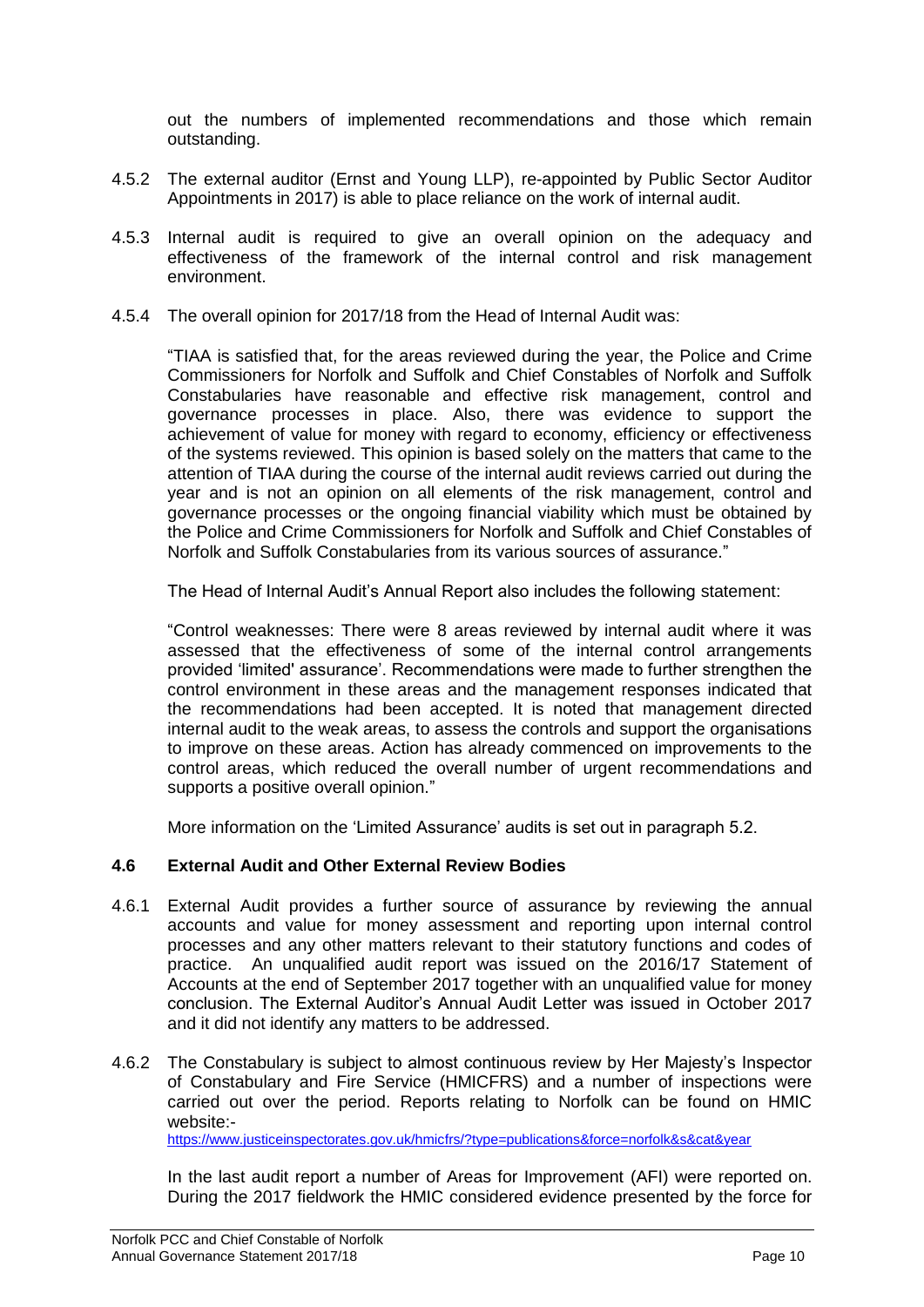out the numbers of implemented recommendations and those which remain outstanding.

4.5.2 The external auditor (Ernst and Young LLP), re-appointed by Public Sector Auditor Appointments in 2017) is able to place reliance on the work of internal audit.

4.5.3 Internal audit is required to give an overall opinion on the adequacy and effectiveness of the framework of the internal control and risk management environment.

4.5.4 The overall opinion for 2017/18 from the Head of Internal Audit was:

"TIAA is satisfied that, for the areas reviewed during the year, the Police and Crime Commissioners for Norfolk and Suffolk and Chief Constables of Norfolk and Suffolk Constabularies have reasonable and effective risk management, control and governance processes in place. Also, there was evidence to support the achievement of value for money with regard to economy, efficiency or effectiveness of the systems reviewed. This opinion is based solely on the matters that came to the attention of TIAA during the course of the internal audit reviews carried out during the year and is not an opinion on all elements of the risk management, control and governance processes or the ongoing financial viability which must be obtained by the Police and Crime Commissioners for Norfolk and Suffolk and Chief Constables of Norfolk and Suffolk Constabularies from its various sources of assurance."

The Head of Internal Audit's Annual Report also includes the following statement:

"Control weaknesses: There were 8 areas reviewed by internal audit where it was assessed that the effectiveness of some of the internal control arrangements provided 'limited' assurance'. Recommendations were made to further strengthen the control environment in these areas and the management responses indicated that the recommendations had been accepted. It is noted that management directed internal audit to the weak areas, to assess the controls and support the organisations to improve on these areas. Action has already commenced on improvements to the control areas, which reduced the overall number of urgent recommendations and supports a positive overall opinion."

More information on the 'Limited Assurance' audits is set out in paragraph 5.2.

### 4.6 External Audit and Other External Review Bodies

4.6.1 External Audit provides a further source of assurance by reviewing the annual accounts and value for money assessment and reporting upon internal control processes and any other matters relevant to their statutory functions and codes of practice. An unqualified audit report was issued on the 2016/17 Statement of Accounts at the end of September 2017 together with an unqualified value for money conclusion. The External Auditor's Annual Audit Letter was issued in October 2017 and it did not identify any matters to be addressed.

4.6.2 The Constabulary is subject to almost continuous review by Her Majesty's Inspector of Constabulary and Fire Service (HMICFRS) and a number of inspections were carried out over the period. Reports relating to Norfolk can be found on HMIC website:-
https://www.justiceinspectorates.gov.uk/hmicfrs/?type=publications&force=norfolk&s&cat&year

In the last audit report a number of Areas for Improvement (AFI) were reported on. During the 2017 fieldwork the HMIC considered evidence presented by the force for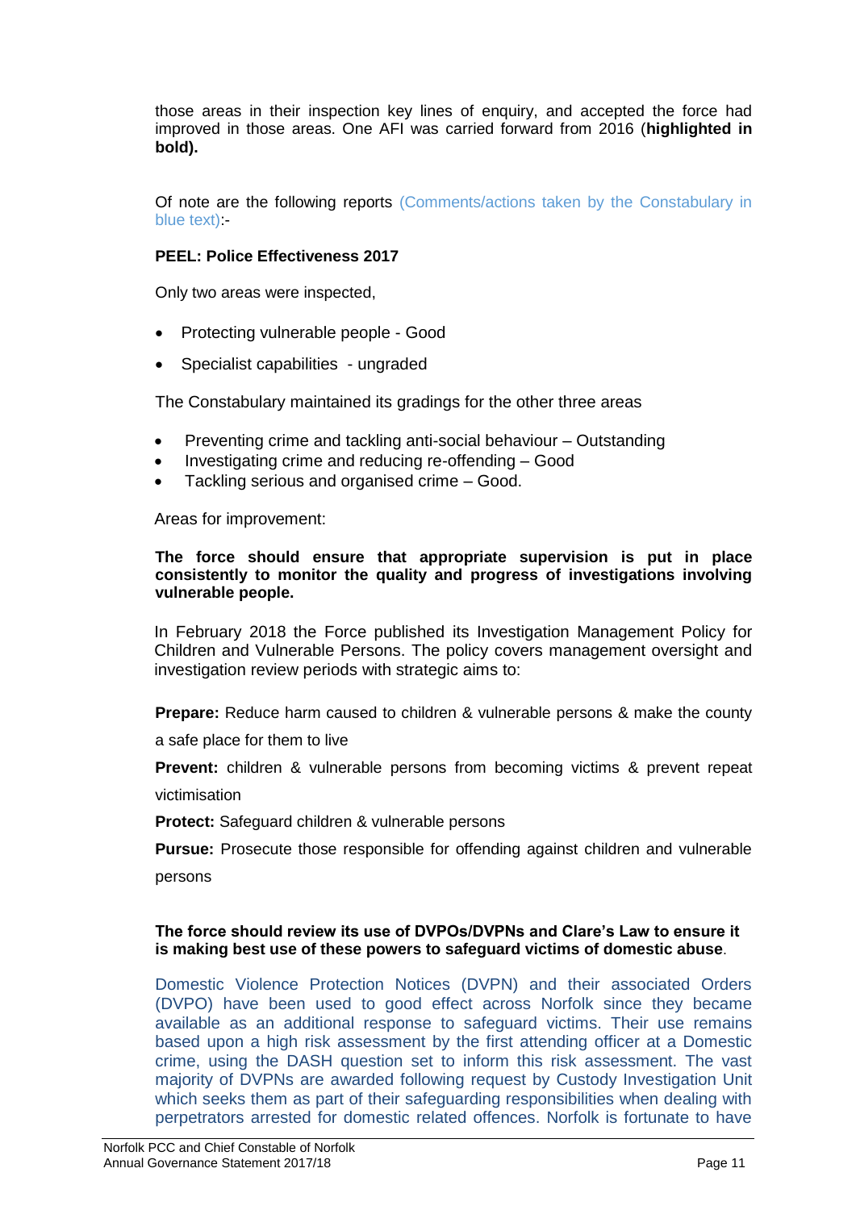those areas in their inspection key lines of enquiry, and accepted the force had improved in those areas. One AFI was carried forward from 2016 (**highlighted in bold).**

Of note are the following reports (Comments/actions taken by the Constabulary in blue text):-

**PEEL: Police Effectiveness 2017**

Only two areas were inspected,

- Protecting vulnerable people - Good
- Specialist capabilities - ungraded

The Constabulary maintained its gradings for the other three areas

- Preventing crime and tackling anti-social behaviour – Outstanding
- Investigating crime and reducing re-offending – Good
- Tackling serious and organised crime – Good.

Areas for improvement:

**The force should ensure that appropriate supervision is put in place consistently to monitor the quality and progress of investigations involving vulnerable people.**

In February 2018 the Force published its Investigation Management Policy for Children and Vulnerable Persons. The policy covers management oversight and investigation review periods with strategic aims to:

**Prepare:** Reduce harm caused to children & vulnerable persons & make the county a safe place for them to live

**Prevent:** children & vulnerable persons from becoming victims & prevent repeat victimisation

**Protect:** Safeguard children & vulnerable persons

**Pursue:** Prosecute those responsible for offending against children and vulnerable persons

**The force should review its use of DVPOs/DVPNs and Clare's Law to ensure it is making best use of these powers to safeguard victims of domestic abuse**.

Domestic Violence Protection Notices (DVPN) and their associated Orders (DVPO) have been used to good effect across Norfolk since they became available as an additional response to safeguard victims. Their use remains based upon a high risk assessment by the first attending officer at a Domestic crime, using the DASH question set to inform this risk assessment. The vast majority of DVPNs are awarded following request by Custody Investigation Unit which seeks them as part of their safeguarding responsibilities when dealing with perpetrators arrested for domestic related offences. Norfolk is fortunate to have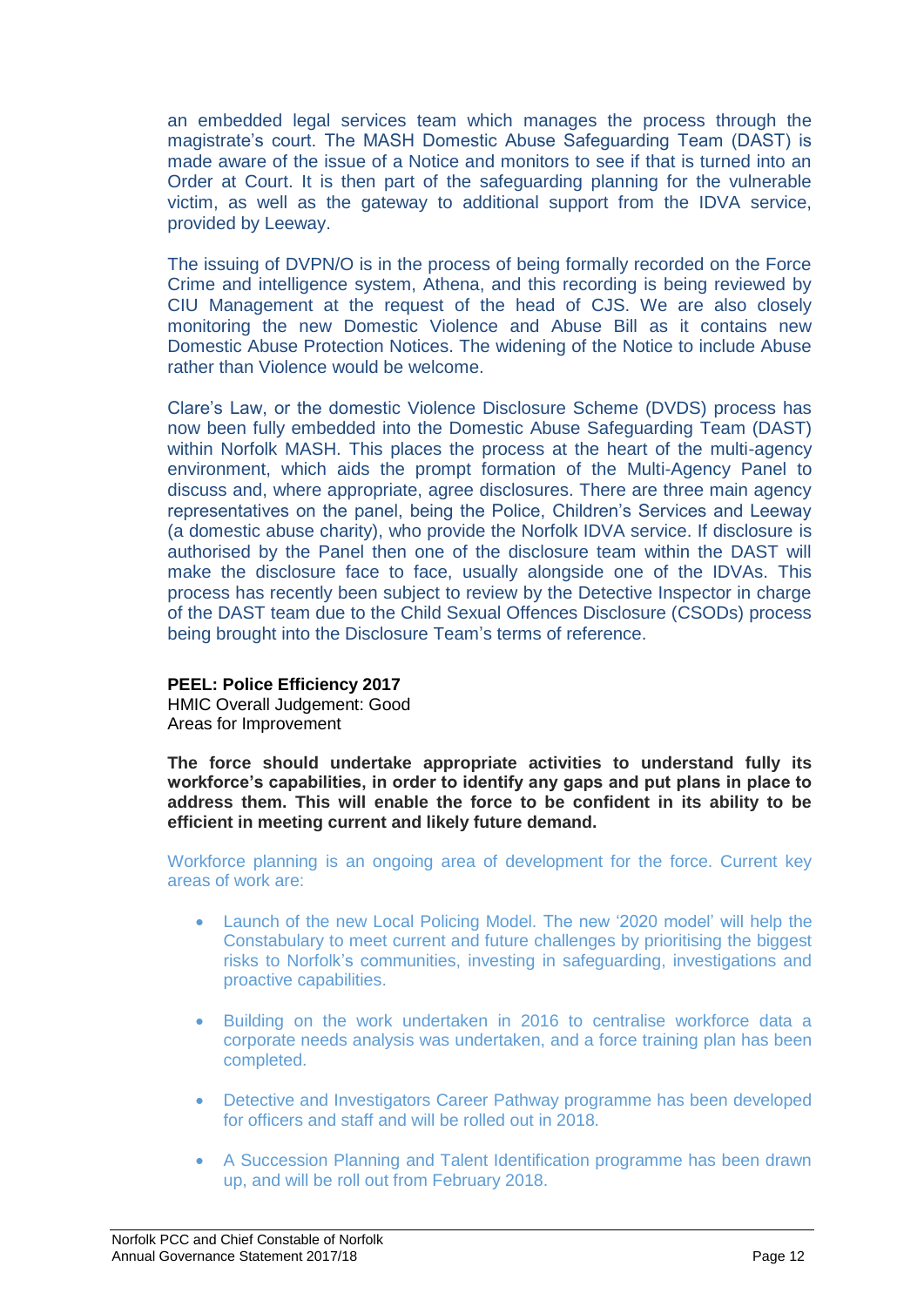an embedded legal services team which manages the process through the magistrate's court. The MASH Domestic Abuse Safeguarding Team (DAST) is made aware of the issue of a Notice and monitors to see if that is turned into an Order at Court. It is then part of the safeguarding planning for the vulnerable victim, as well as the gateway to additional support from the IDVA service, provided by Leeway.

The issuing of DVPN/O is in the process of being formally recorded on the Force Crime and intelligence system, Athena, and this recording is being reviewed by CIU Management at the request of the head of CJS. We are also closely monitoring the new Domestic Violence and Abuse Bill as it contains new Domestic Abuse Protection Notices. The widening of the Notice to include Abuse rather than Violence would be welcome.

Clare's Law, or the domestic Violence Disclosure Scheme (DVDS) process has now been fully embedded into the Domestic Abuse Safeguarding Team (DAST) within Norfolk MASH. This places the process at the heart of the multi-agency environment, which aids the prompt formation of the Multi-Agency Panel to discuss and, where appropriate, agree disclosures. There are three main agency representatives on the panel, being the Police, Children's Services and Leeway (a domestic abuse charity), who provide the Norfolk IDVA service. If disclosure is authorised by the Panel then one of the disclosure team within the DAST will make the disclosure face to face, usually alongside one of the IDVAs. This process has recently been subject to review by the Detective Inspector in charge of the DAST team due to the Child Sexual Offences Disclosure (CSODs) process being brought into the Disclosure Team's terms of reference.

**PEEL: Police Efficiency 2017**
HMIC Overall Judgement: Good
Areas for Improvement

**The force should undertake appropriate activities to understand fully its workforce's capabilities, in order to identify any gaps and put plans in place to address them. This will enable the force to be confident in its ability to be efficient in meeting current and likely future demand.**

Workforce planning is an ongoing area of development for the force. Current key areas of work are:

- Launch of the new Local Policing Model. The new '2020 model' will help the Constabulary to meet current and future challenges by prioritising the biggest risks to Norfolk's communities, investing in safeguarding, investigations and proactive capabilities.
- Building on the work undertaken in 2016 to centralise workforce data a corporate needs analysis was undertaken, and a force training plan has been completed.
- Detective and Investigators Career Pathway programme has been developed for officers and staff and will be rolled out in 2018.
- A Succession Planning and Talent Identification programme has been drawn up, and will be roll out from February 2018.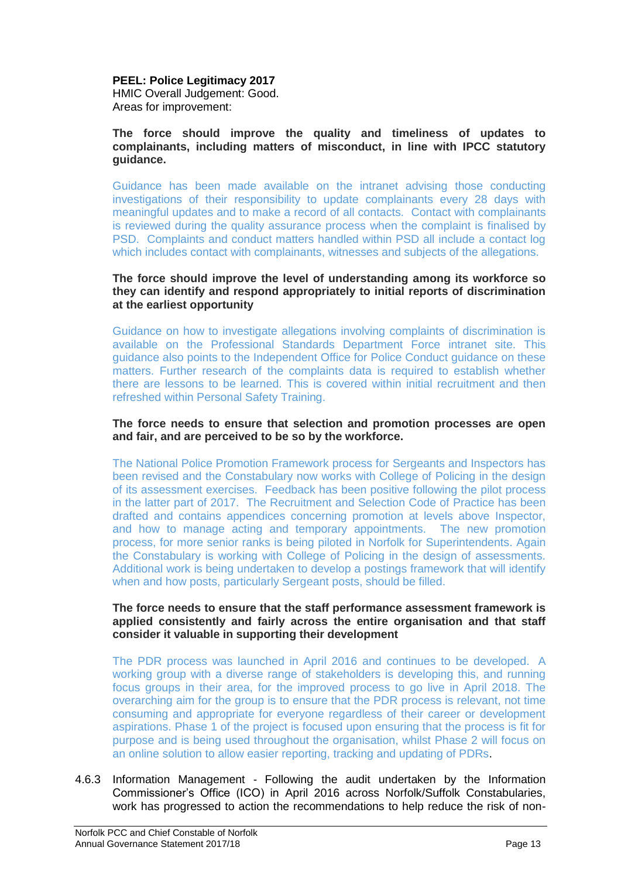**PEEL: Police Legitimacy 2017**
HMIC Overall Judgement: Good.
Areas for improvement:

**The force should improve the quality and timeliness of updates to complainants, including matters of misconduct, in line with IPCC statutory guidance.**

Guidance has been made available on the intranet advising those conducting investigations of their responsibility to update complainants every 28 days with meaningful updates and to make a record of all contacts. Contact with complainants is reviewed during the quality assurance process when the complaint is finalised by PSD. Complaints and conduct matters handled within PSD all include a contact log which includes contact with complainants, witnesses and subjects of the allegations.

**The force should improve the level of understanding among its workforce so they can identify and respond appropriately to initial reports of discrimination at the earliest opportunity**

Guidance on how to investigate allegations involving complaints of discrimination is available on the Professional Standards Department Force intranet site. This guidance also points to the Independent Office for Police Conduct guidance on these matters. Further research of the complaints data is required to establish whether there are lessons to be learned. This is covered within initial recruitment and then refreshed within Personal Safety Training.

**The force needs to ensure that selection and promotion processes are open and fair, and are perceived to be so by the workforce.**

The National Police Promotion Framework process for Sergeants and Inspectors has been revised and the Constabulary now works with College of Policing in the design of its assessment exercises. Feedback has been positive following the pilot process in the latter part of 2017. The Recruitment and Selection Code of Practice has been drafted and contains appendices concerning promotion at levels above Inspector, and how to manage acting and temporary appointments. The new promotion process, for more senior ranks is being piloted in Norfolk for Superintendents. Again the Constabulary is working with College of Policing in the design of assessments. Additional work is being undertaken to develop a postings framework that will identify when and how posts, particularly Sergeant posts, should be filled.

**The force needs to ensure that the staff performance assessment framework is applied consistently and fairly across the entire organisation and that staff consider it valuable in supporting their development**

The PDR process was launched in April 2016 and continues to be developed. A working group with a diverse range of stakeholders is developing this, and running focus groups in their area, for the improved process to go live in April 2018. The overarching aim for the group is to ensure that the PDR process is relevant, not time consuming and appropriate for everyone regardless of their career or development aspirations. Phase 1 of the project is focused upon ensuring that the process is fit for purpose and is being used throughout the organisation, whilst Phase 2 will focus on an online solution to allow easier reporting, tracking and updating of PDRs.

4.6.3 Information Management - Following the audit undertaken by the Information Commissioner's Office (ICO) in April 2016 across Norfolk/Suffolk Constabularies, work has progressed to action the recommendations to help reduce the risk of non-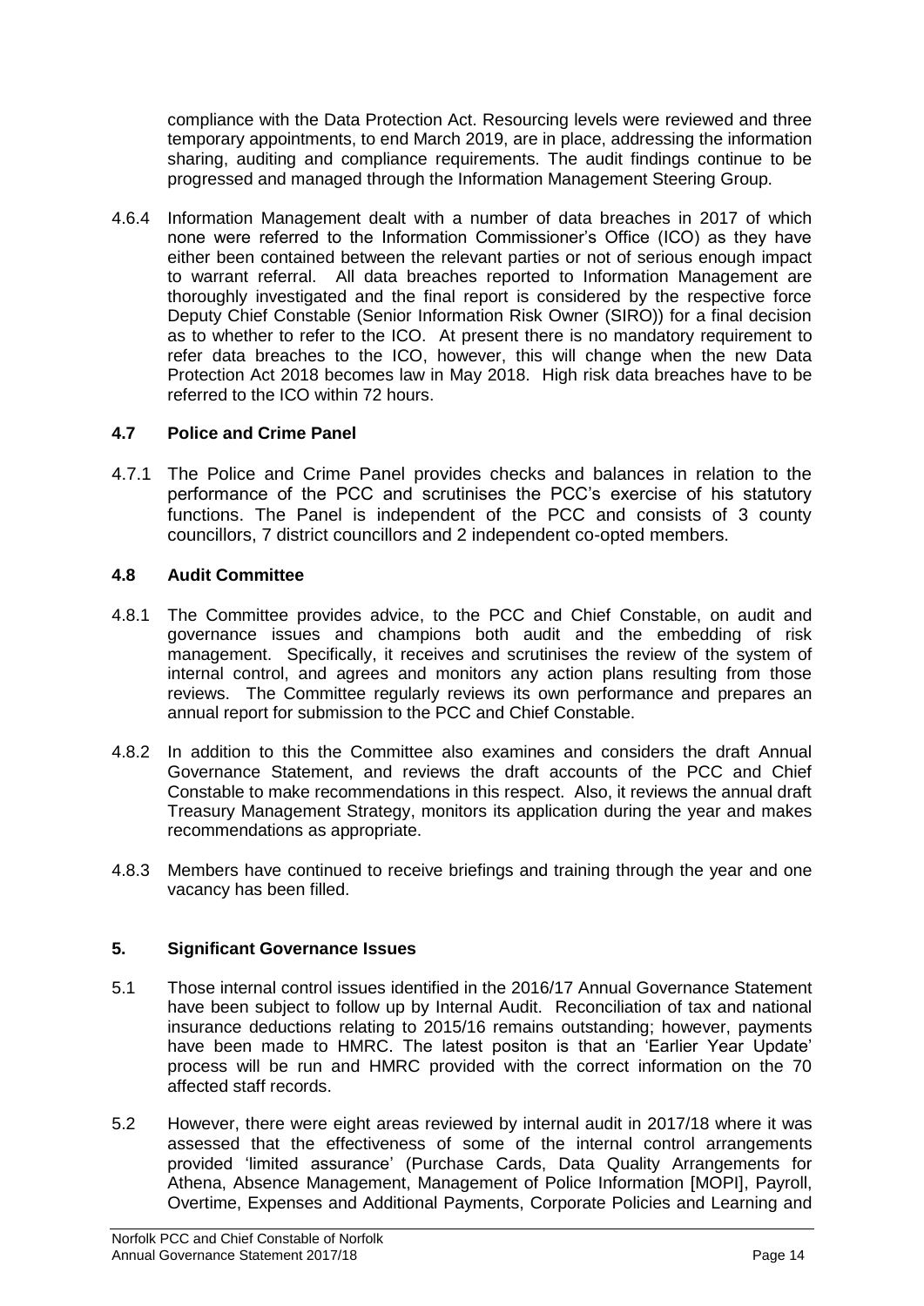compliance with the Data Protection Act. Resourcing levels were reviewed and three temporary appointments, to end March 2019, are in place, addressing the information sharing, auditing and compliance requirements. The audit findings continue to be progressed and managed through the Information Management Steering Group.

4.6.4 Information Management dealt with a number of data breaches in 2017 of which none were referred to the Information Commissioner's Office (ICO) as they have either been contained between the relevant parties or not of serious enough impact to warrant referral. All data breaches reported to Information Management are thoroughly investigated and the final report is considered by the respective force Deputy Chief Constable (Senior Information Risk Owner (SIRO)) for a final decision as to whether to refer to the ICO. At present there is no mandatory requirement to refer data breaches to the ICO, however, this will change when the new Data Protection Act 2018 becomes law in May 2018. High risk data breaches have to be referred to the ICO within 72 hours.

### 4.7 Police and Crime Panel

4.7.1 The Police and Crime Panel provides checks and balances in relation to the performance of the PCC and scrutinises the PCC's exercise of his statutory functions. The Panel is independent of the PCC and consists of 3 county councillors, 7 district councillors and 2 independent co-opted members.

### 4.8 Audit Committee

4.8.1 The Committee provides advice, to the PCC and Chief Constable, on audit and governance issues and champions both audit and the embedding of risk management. Specifically, it receives and scrutinises the review of the system of internal control, and agrees and monitors any action plans resulting from those reviews. The Committee regularly reviews its own performance and prepares an annual report for submission to the PCC and Chief Constable.

4.8.2 In addition to this the Committee also examines and considers the draft Annual Governance Statement, and reviews the draft accounts of the PCC and Chief Constable to make recommendations in this respect. Also, it reviews the annual draft Treasury Management Strategy, monitors its application during the year and makes recommendations as appropriate.

4.8.3 Members have continued to receive briefings and training through the year and one vacancy has been filled.

## 5. Significant Governance Issues

5.1 Those internal control issues identified in the 2016/17 Annual Governance Statement have been subject to follow up by Internal Audit. Reconciliation of tax and national insurance deductions relating to 2015/16 remains outstanding; however, payments have been made to HMRC. The latest positon is that an 'Earlier Year Update' process will be run and HMRC provided with the correct information on the 70 affected staff records.

5.2 However, there were eight areas reviewed by internal audit in 2017/18 where it was assessed that the effectiveness of some of the internal control arrangements provided 'limited assurance' (Purchase Cards, Data Quality Arrangements for Athena, Absence Management, Management of Police Information [MOPI], Payroll, Overtime, Expenses and Additional Payments, Corporate Policies and Learning and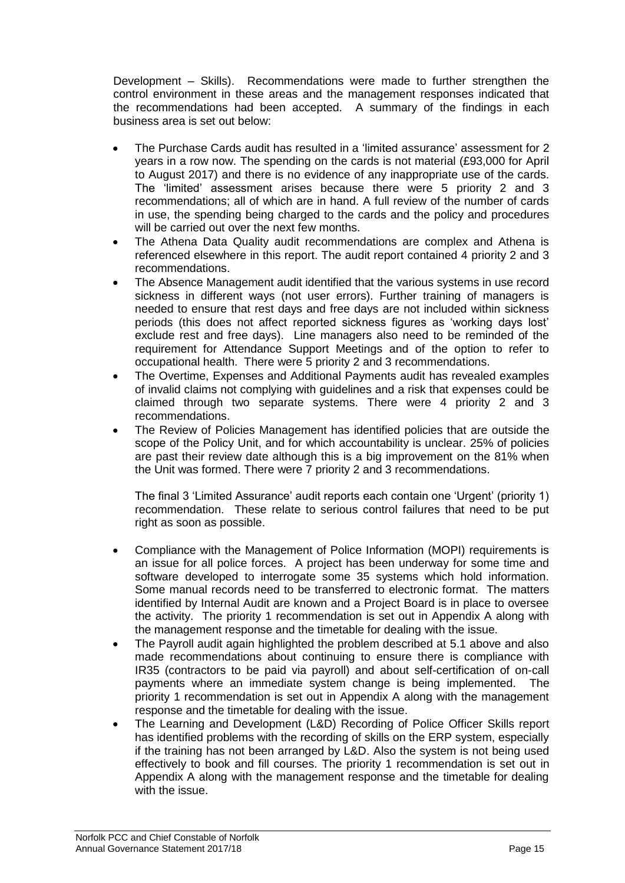Development – Skills). Recommendations were made to further strengthen the control environment in these areas and the management responses indicated that the recommendations had been accepted. A summary of the findings in each business area is set out below:

- The Purchase Cards audit has resulted in a 'limited assurance' assessment for 2 years in a row now. The spending on the cards is not material (£93,000 for April to August 2017) and there is no evidence of any inappropriate use of the cards. The 'limited' assessment arises because there were 5 priority 2 and 3 recommendations; all of which are in hand. A full review of the number of cards in use, the spending being charged to the cards and the policy and procedures will be carried out over the next few months.
- The Athena Data Quality audit recommendations are complex and Athena is referenced elsewhere in this report. The audit report contained 4 priority 2 and 3 recommendations.
- The Absence Management audit identified that the various systems in use record sickness in different ways (not user errors). Further training of managers is needed to ensure that rest days and free days are not included within sickness periods (this does not affect reported sickness figures as 'working days lost' exclude rest and free days). Line managers also need to be reminded of the requirement for Attendance Support Meetings and of the option to refer to occupational health. There were 5 priority 2 and 3 recommendations.
- The Overtime, Expenses and Additional Payments audit has revealed examples of invalid claims not complying with guidelines and a risk that expenses could be claimed through two separate systems. There were 4 priority 2 and 3 recommendations.
- The Review of Policies Management has identified policies that are outside the scope of the Policy Unit, and for which accountability is unclear. 25% of policies are past their review date although this is a big improvement on the 81% when the Unit was formed. There were 7 priority 2 and 3 recommendations.

  The final 3 'Limited Assurance' audit reports each contain one 'Urgent' (priority 1) recommendation. These relate to serious control failures that need to be put right as soon as possible.

- Compliance with the Management of Police Information (MOPI) requirements is an issue for all police forces. A project has been underway for some time and software developed to interrogate some 35 systems which hold information. Some manual records need to be transferred to electronic format. The matters identified by Internal Audit are known and a Project Board is in place to oversee the activity. The priority 1 recommendation is set out in Appendix A along with the management response and the timetable for dealing with the issue.
- The Payroll audit again highlighted the problem described at 5.1 above and also made recommendations about continuing to ensure there is compliance with IR35 (contractors to be paid via payroll) and about self-certification of on-call payments where an immediate system change is being implemented. The priority 1 recommendation is set out in Appendix A along with the management response and the timetable for dealing with the issue.
- The Learning and Development (L&D) Recording of Police Officer Skills report has identified problems with the recording of skills on the ERP system, especially if the training has not been arranged by L&D. Also the system is not being used effectively to book and fill courses. The priority 1 recommendation is set out in Appendix A along with the management response and the timetable for dealing with the issue.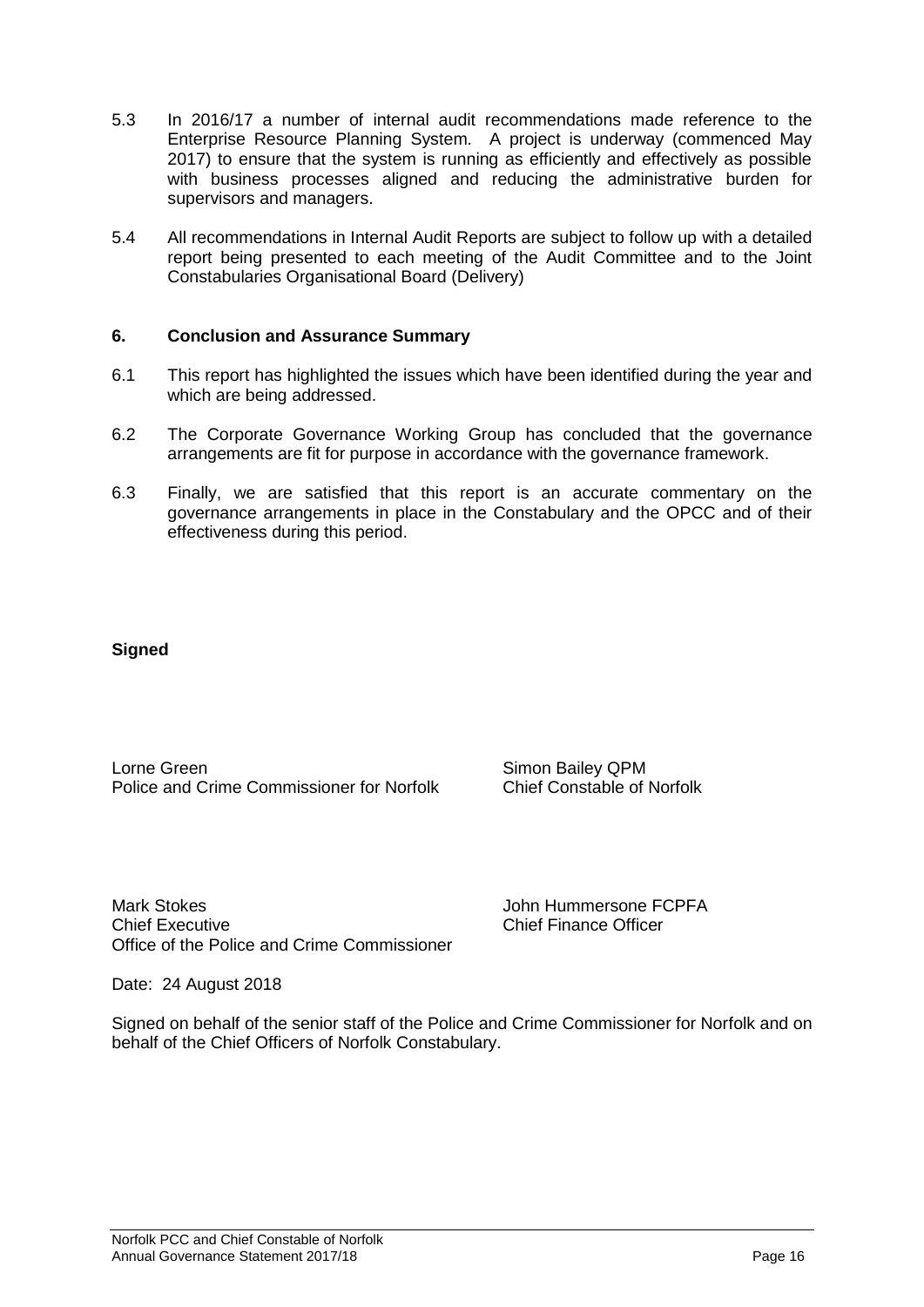5.3 In 2016/17 a number of internal audit recommendations made reference to the Enterprise Resource Planning System. A project is underway (commenced May 2017) to ensure that the system is running as efficiently and effectively as possible with business processes aligned and reducing the administrative burden for supervisors and managers.

5.4 All recommendations in Internal Audit Reports are subject to follow up with a detailed report being presented to each meeting of the Audit Committee and to the Joint Constabularies Organisational Board (Delivery)

## 6. Conclusion and Assurance Summary

6.1 This report has highlighted the issues which have been identified during the year and which are being addressed.

6.2 The Corporate Governance Working Group has concluded that the governance arrangements are fit for purpose in accordance with the governance framework.

6.3 Finally, we are satisfied that this report is an accurate commentary on the governance arrangements in place in the Constabulary and the OPCC and of their effectiveness during this period.

**Signed**

Lorne Green
Police and Crime Commissioner for Norfolk

Simon Bailey QPM
Chief Constable of Norfolk

Mark Stokes
Chief Executive
Office of the Police and Crime Commissioner

John Hummersone FCPFA
Chief Finance Officer

Date: 24 August 2018

Signed on behalf of the senior staff of the Police and Crime Commissioner for Norfolk and on behalf of the Chief Officers of Norfolk Constabulary.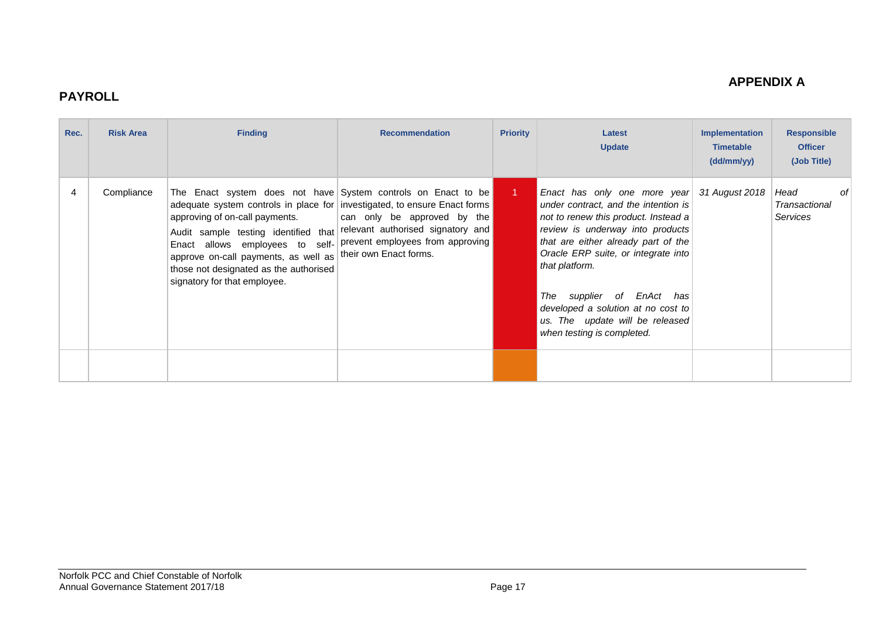**APPENDIX A**

## PAYROLL

| Rec. | Risk Area | Finding | Recommendation | Priority | Latest Update | Implementation Timetable (dd/mm/yy) | Responsible Officer (Job Title) |
|---|---|---|---|---|---|---|---|
| 4 | Compliance | The Enact system does not have adequate system controls in place for approving of on-call payments.<br><br>Audit sample testing identified that Enact allows employees to self-approve on-call payments, as well as those not designated as the authorised signatory for that employee. | System controls on Enact to be investigated, to ensure Enact forms can only be approved by the relevant authorised signatory and prevent employees from approving their own Enact forms. | 1 | *Enact has only one more year under contract, and the intention is not to renew this product. Instead a review is underway into products that are either already part of the Oracle ERP suite, or integrate into that platform.*<br><br>*The supplier of EnAct has developed a solution at no cost to us. The update will be released when testing is completed.* | *31 August 2018* | *Head of Transactional Services* |
| | | | | | | | |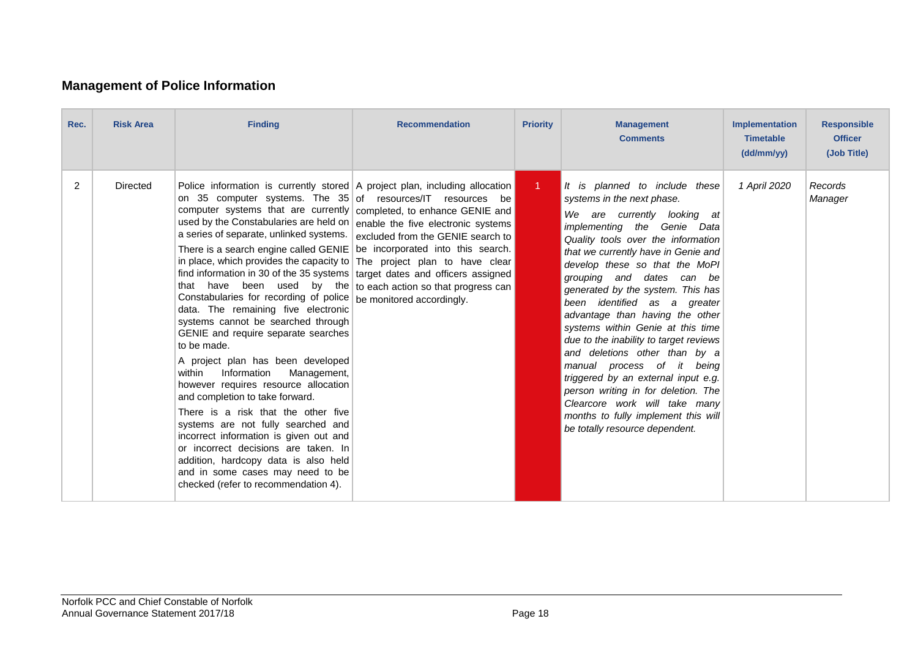## Management of Police Information

| Rec. | Risk Area | Finding | Recommendation | Priority | Management Comments | Implementation Timetable (dd/mm/yy) | Responsible Officer (Job Title) |
|---|---|---|---|---|---|---|---|
| 2 | Directed | Police information is currently stored on 35 computer systems. The 35 computer systems that are currently used by the Constabularies are held on a series of separate, unlinked systems. There is a search engine called GENIE in place, which provides the capacity to find information in 30 of the 35 systems that have been used by the Constabularies for recording of police data. The remaining five electronic systems cannot be searched through GENIE and require separate searches to be made. A project plan has been developed within Information Management, however requires resource allocation and completion to take forward. There is a risk that the other five systems are not fully searched and incorrect information is given out and or incorrect decisions are taken. In addition, hardcopy data is also held and in some cases may need to be checked (refer to recommendation 4). | A project plan, including allocation of resources/IT resources be completed, to enhance GENIE and enable the five electronic systems excluded from the GENIE search to be incorporated into this search. The project plan to have clear target dates and officers assigned to each action so that progress can be monitored accordingly. | 1 | *It is planned to include these systems in the next phase. We are currently looking at implementing the Genie Data Quality tools over the information that we currently have in Genie and develop these so that the MoPI grouping and dates can be generated by the system. This has been identified as a greater advantage than having the other systems within Genie at this time due to the inability to target reviews and deletions other than by a manual process of it being triggered by an external input e.g. person writing in for deletion. The Clearcore work will take many months to fully implement this will be totally resource dependent.* | *1 April 2020* | *Records Manager* |

Norfolk PCC and Chief Constable of Norfolk
Annual Governance Statement 2017/18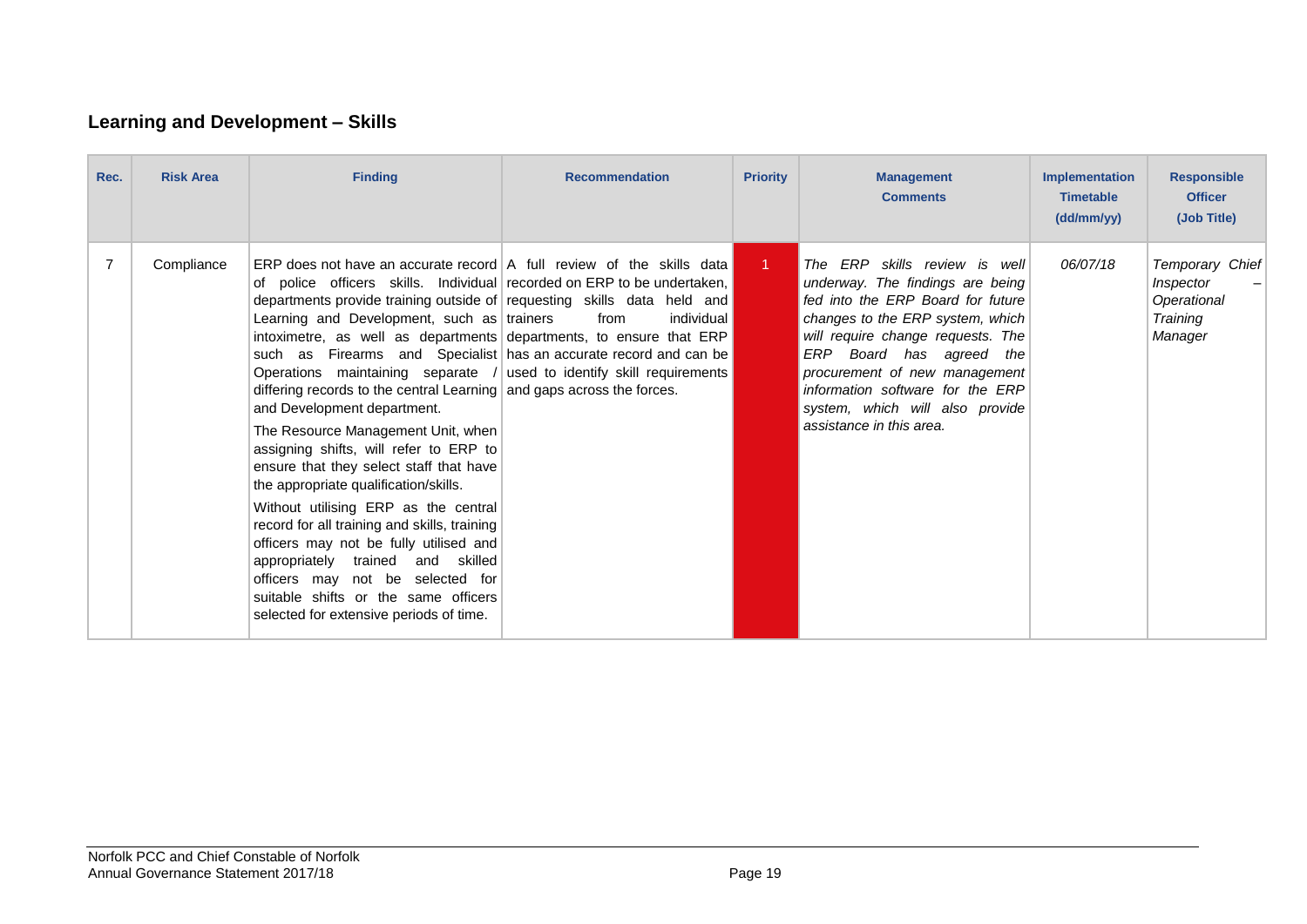## Learning and Development – Skills

| Rec. | Risk Area | Finding | Recommendation | Priority | Management Comments | Implementation Timetable (dd/mm/yy) | Responsible Officer (Job Title) |
|---|---|---|---|---|---|---|---|
| 7 | Compliance | ERP does not have an accurate record of police officers skills. Individual departments provide training outside of Learning and Development, such as intoximetre, as well as departments such as Firearms and Specialist Operations maintaining separate / differing records to the central Learning and Development department.<br><br>The Resource Management Unit, when assigning shifts, will refer to ERP to ensure that they select staff that have the appropriate qualification/skills.<br><br>Without utilising ERP as the central record for all training and skills, training officers may not be fully utilised and appropriately trained and skilled officers may not be selected for suitable shifts or the same officers selected for extensive periods of time. | A full review of the skills data recorded on ERP to be undertaken, requesting skills data held and trainers from individual departments, to ensure that ERP has an accurate record and can be used to identify skill requirements and gaps across the forces. | 1 | *The ERP skills review is well underway. The findings are being fed into the ERP Board for future changes to the ERP system, which will require change requests. The ERP Board has agreed the procurement of new management information software for the ERP system, which will also provide assistance in this area.* | *06/07/18* | *Temporary Chief Inspector – Operational Training Manager* |